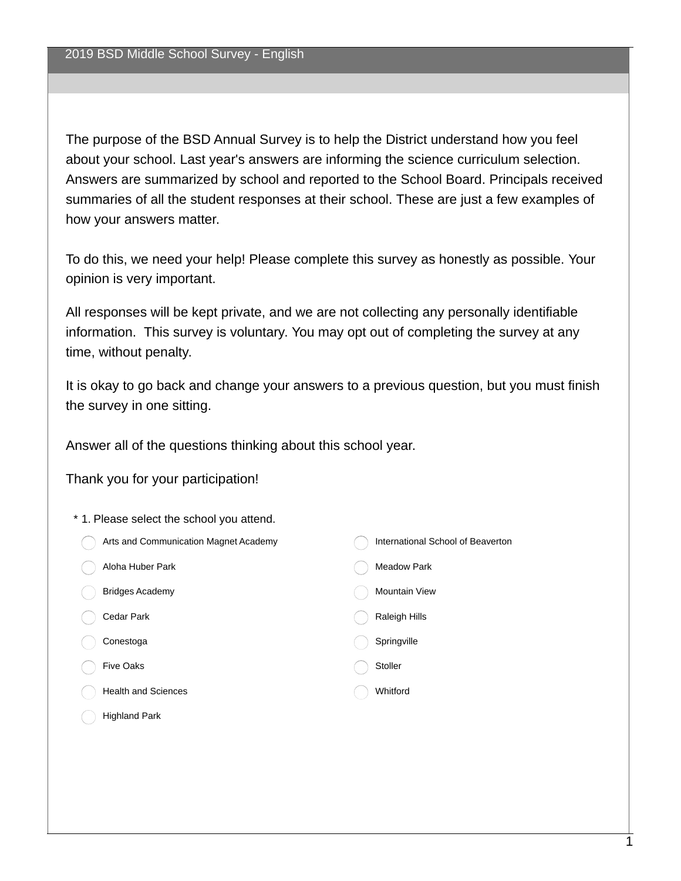## 2019 BSD Middle School Survey - English

The purpose of the BSD Annual Survey is to help the District understand how you feel about your school. Last year's answers are informing the science curriculum selection. Answers are summarized by school and reported to the School Board. Principals received summaries of all the student responses at their school. These are just a few examples of how your answers matter.

To do this, we need your help! Please complete this survey as honestly as possible. Your opinion is very important.

All responses will be kept private, and we are not collecting any personally identifiable information. This survey is voluntary. You may opt out of completing the survey at any time, without penalty.

It is okay to go back and change your answers to a previous question, but you must finish the survey in one sitting.

Answer all of the questions thinking about this school year.

Thank you for your participation!

* 1. Please select the school you attend.

- Arts and Communication Magnet Academy
- Aloha Huber Park
- Bridges Academy
- Cedar Park
- Conestoga
- Five Oaks
- Health and Sciences
- Highland Park
- International School of Beaverton
- Meadow Park
- Mountain View
- Raleigh Hills
- Springville
- Stoller
- Whitford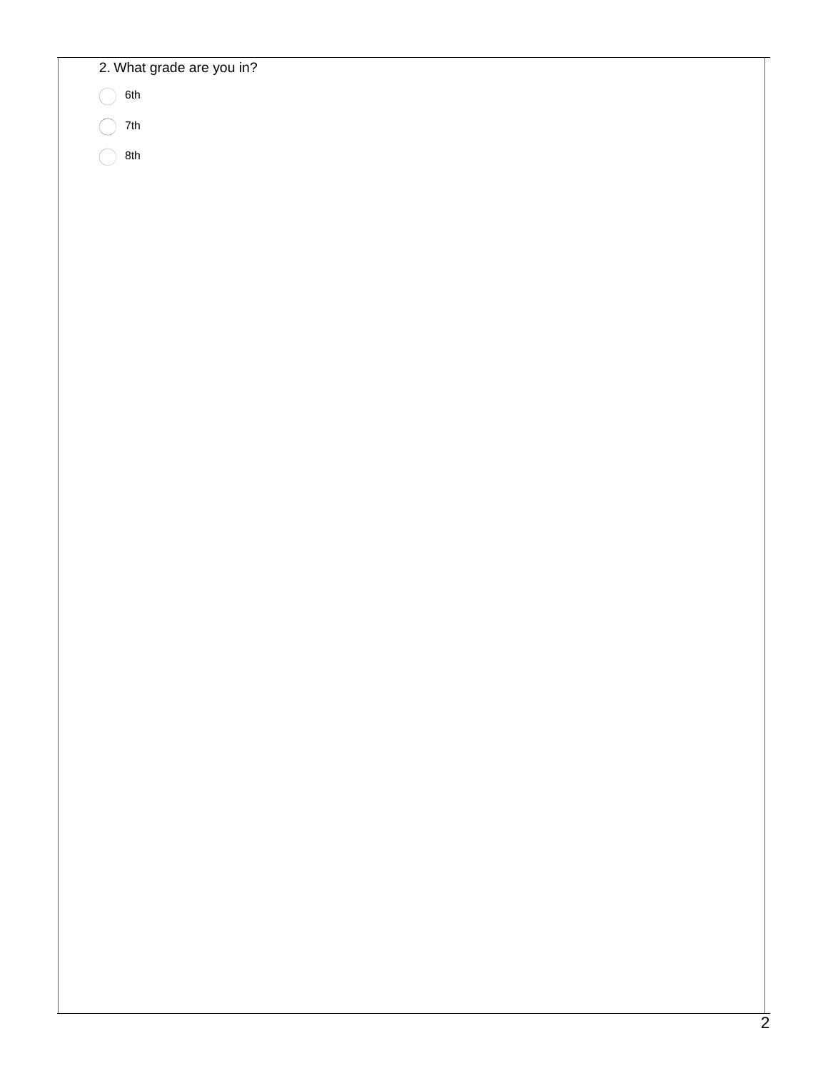2. What grade are you in?

- ◯ 6th
- ◯ 7th
- ◯ 8th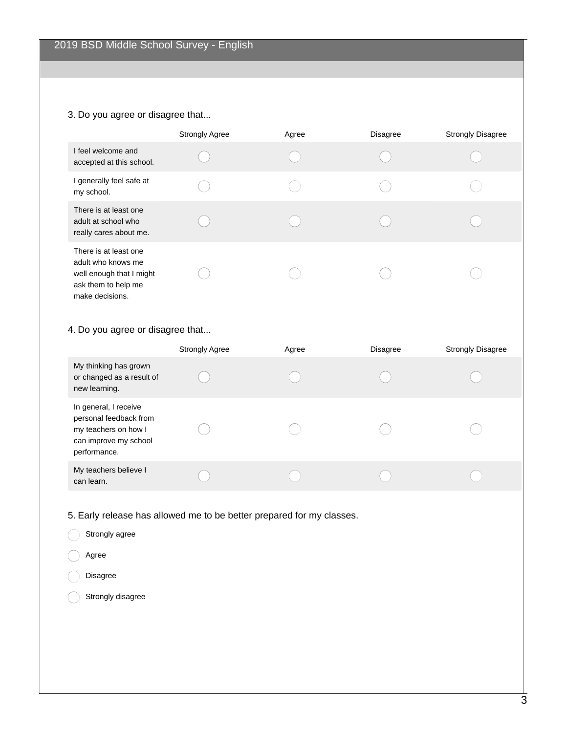3. Do you agree or disagree that...

| | Strongly Agree | Agree | Disagree | Strongly Disagree |
|---|---|---|---|---|
| I feel welcome and accepted at this school. | ◯ | ◯ | ◯ | ◯ |
| I generally feel safe at my school. | ◯ | ◯ | ◯ | ◯ |
| There is at least one adult at school who really cares about me. | ◯ | ◯ | ◯ | ◯ |
| There is at least one adult who knows me well enough that I might ask them to help me make decisions. | ◯ | ◯ | ◯ | ◯ |

4. Do you agree or disagree that...

| | Strongly Agree | Agree | Disagree | Strongly Disagree |
|---|---|---|---|---|
| My thinking has grown or changed as a result of new learning. | ◯ | ◯ | ◯ | ◯ |
| In general, I receive personal feedback from my teachers on how I can improve my school performance. | ◯ | ◯ | ◯ | ◯ |
| My teachers believe I can learn. | ◯ | ◯ | ◯ | ◯ |

5. Early release has allowed me to be better prepared for my classes.

- ◯ Strongly agree
- ◯ Agree
- ◯ Disagree
- ◯ Strongly disagree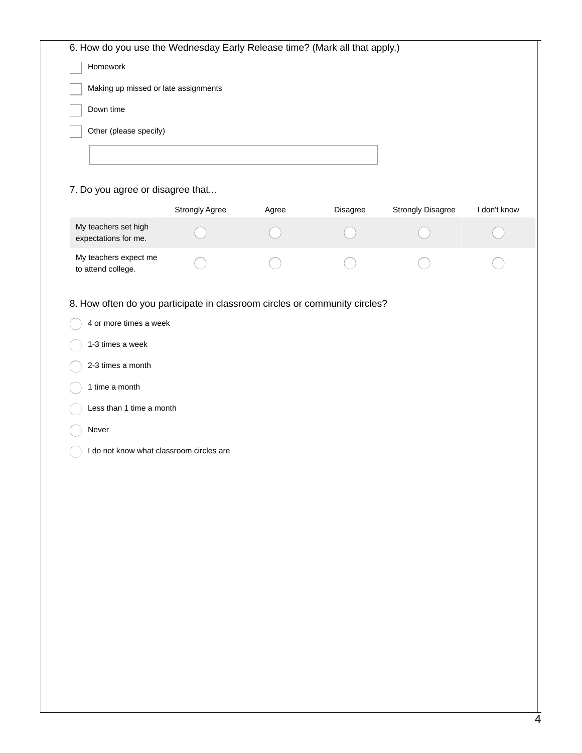6. How do you use the Wednesday Early Release time? (Mark all that apply.)

- [ ] Homework
- [ ] Making up missed or late assignments
- [ ] Down time
- [ ] Other (please specify)

7. Do you agree or disagree that...

| | Strongly Agree | Agree | Disagree | Strongly Disagree | I don't know |
|---|---|---|---|---|---|
| My teachers set high expectations for me. | ◯ | ◯ | ◯ | ◯ | ◯ |
| My teachers expect me to attend college. | ◯ | ◯ | ◯ | ◯ | ◯ |

8. How often do you participate in classroom circles or community circles?

- ◯ 4 or more times a week
- ◯ 1-3 times a week
- ◯ 2-3 times a month
- ◯ 1 time a month
- ◯ Less than 1 time a month
- ◯ Never
- ◯ I do not know what classroom circles are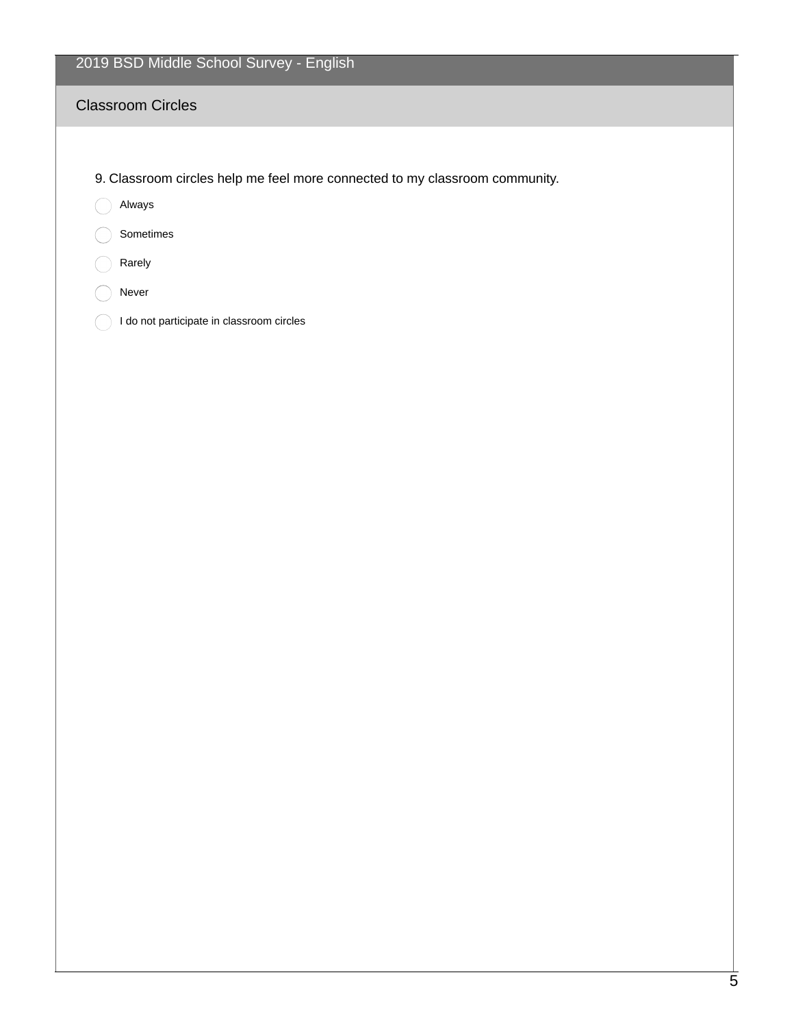## Classroom Circles

9. Classroom circles help me feel more connected to my classroom community.

- Always
- Sometimes
- Rarely
- Never
- I do not participate in classroom circles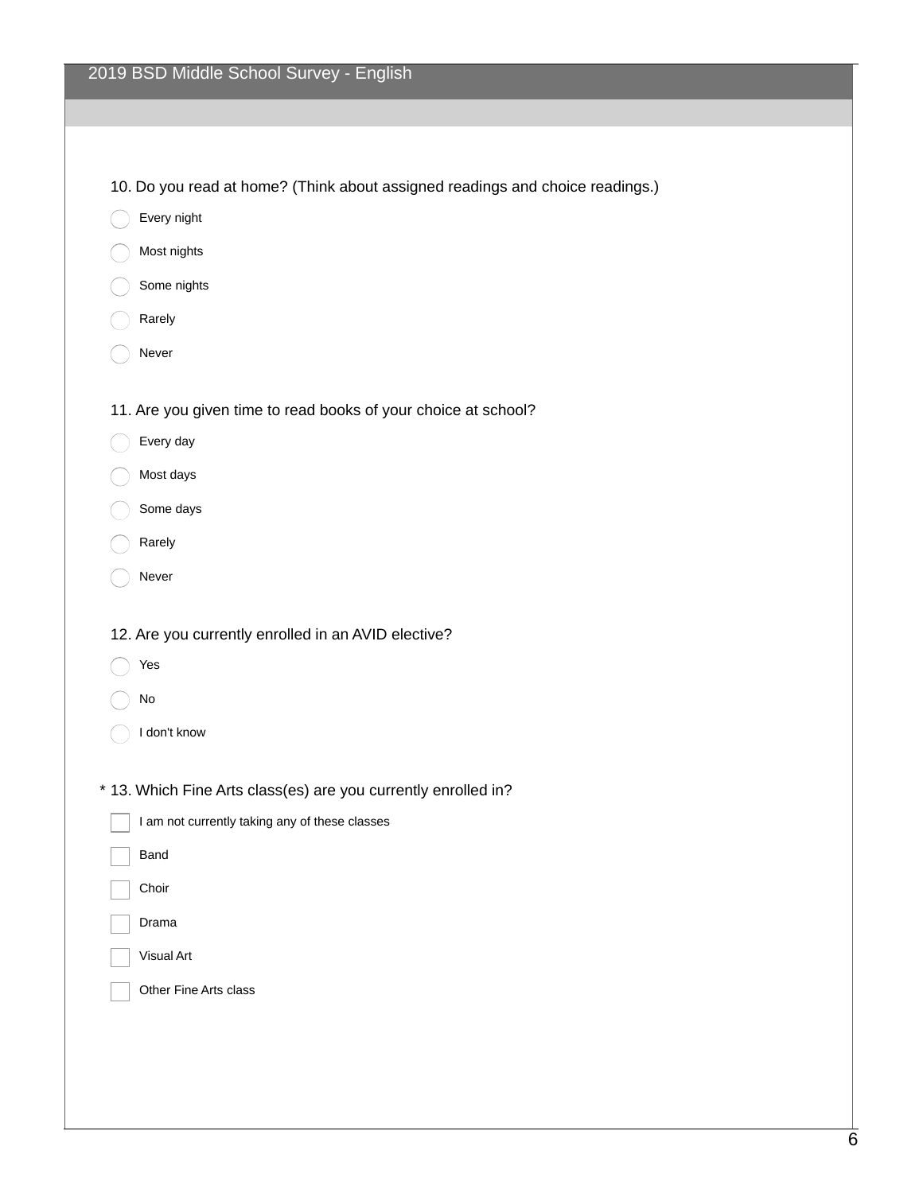10. Do you read at home? (Think about assigned readings and choice readings.)

- Every night
- Most nights
- Some nights
- Rarely
- Never

11. Are you given time to read books of your choice at school?

- Every day
- Most days
- Some days
- Rarely
- Never

12. Are you currently enrolled in an AVID elective?

- Yes
- No
- I don't know

\* 13. Which Fine Arts class(es) are you currently enrolled in?

- [ ] I am not currently taking any of these classes
- [ ] Band
- [ ] Choir
- [ ] Drama
- [ ] Visual Art
- [ ] Other Fine Arts class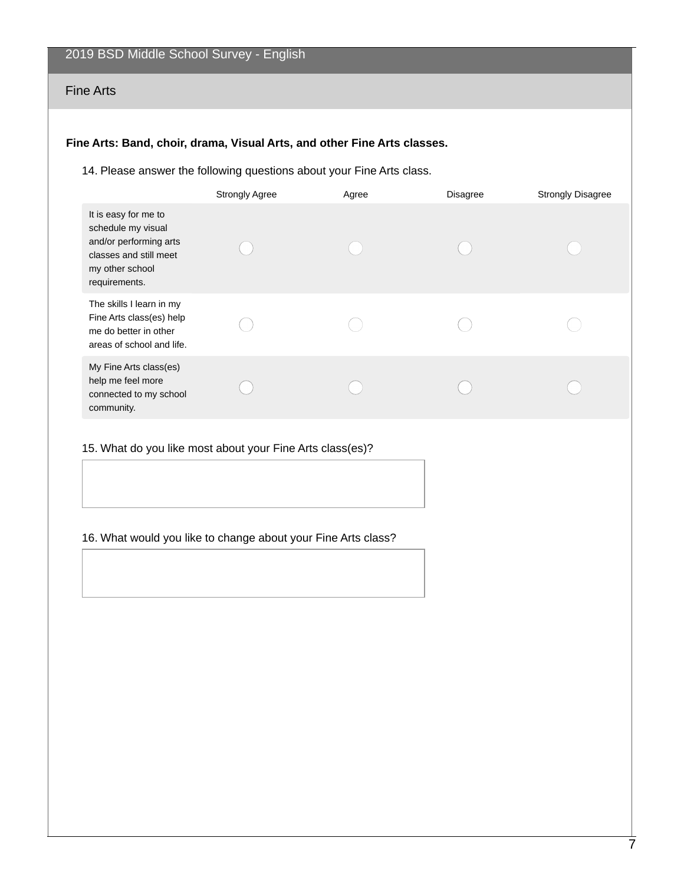## Fine Arts

**Fine Arts: Band, choir, drama, Visual Arts, and other Fine Arts classes.**

14. Please answer the following questions about your Fine Arts class.

| | Strongly Agree | Agree | Disagree | Strongly Disagree |
|---|---|---|---|---|
| It is easy for me to schedule my visual and/or performing arts classes and still meet my other school requirements. | ◯ | ◯ | ◯ | ◯ |
| The skills I learn in my Fine Arts class(es) help me do better in other areas of school and life. | ◯ | ◯ | ◯ | ◯ |
| My Fine Arts class(es) help me feel more connected to my school community. | ◯ | ◯ | ◯ | ◯ |

15. What do you like most about your Fine Arts class(es)?

16. What would you like to change about your Fine Arts class?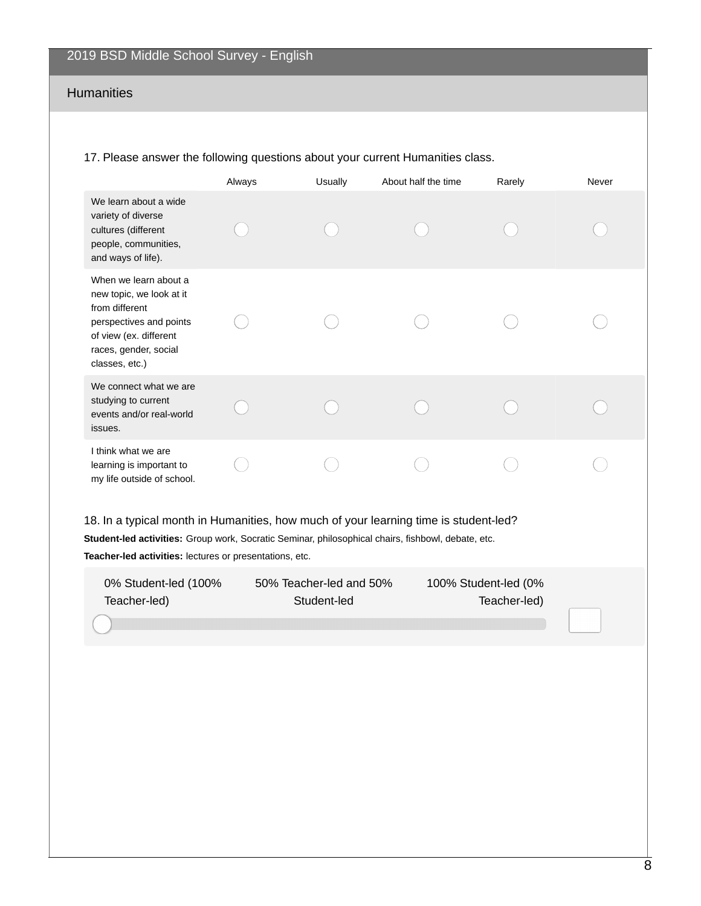## Humanities

17. Please answer the following questions about your current Humanities class.

| | Always | Usually | About half the time | Rarely | Never |
|---|---|---|---|---|---|
| We learn about a wide variety of diverse cultures (different people, communities, and ways of life). | ◯ | ◯ | ◯ | ◯ | ◯ |
| When we learn about a new topic, we look at it from different perspectives and points of view (ex. different races, gender, social classes, etc.) | ◯ | ◯ | ◯ | ◯ | ◯ |
| We connect what we are studying to current events and/or real-world issues. | ◯ | ◯ | ◯ | ◯ | ◯ |
| I think what we are learning is important to my life outside of school. | ◯ | ◯ | ◯ | ◯ | ◯ |

18. In a typical month in Humanities, how much of your learning time is student-led?

**Student-led activities:** Group work, Socratic Seminar, philosophical chairs, fishbowl, debate, etc.

**Teacher-led activities:** lectures or presentations, etc.

0% Student-led (100% Teacher-led)

50% Teacher-led and 50% Student-led

100% Student-led (0% Teacher-led)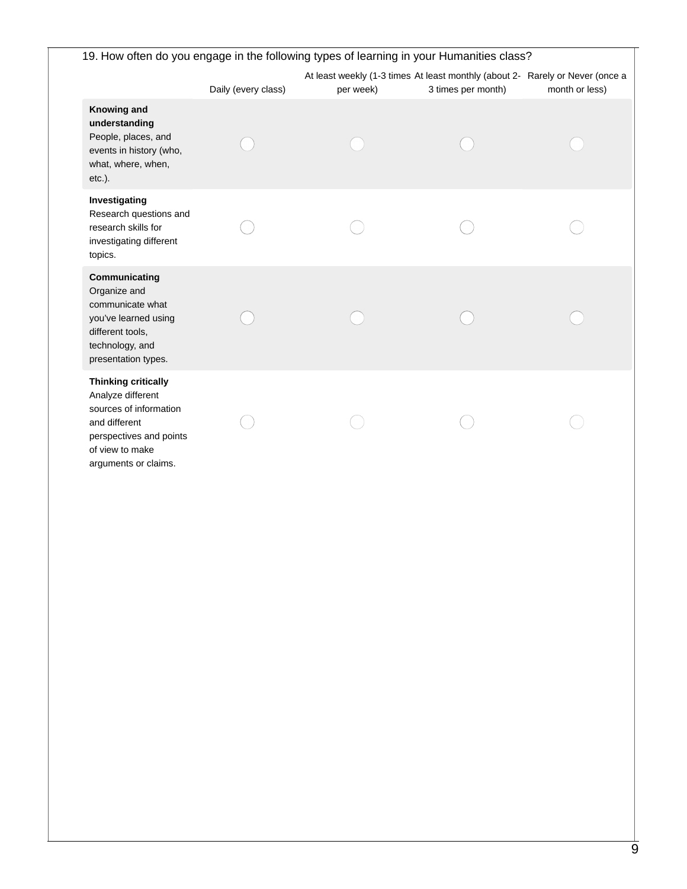19. How often do you engage in the following types of learning in your Humanities class?

| | Daily (every class) | At least weekly (1-3 times per week) | At least monthly (about 2-3 times per month) | Rarely or Never (once a month or less) |
|---|---|---|---|---|
| **Knowing and understanding** People, places, and events in history (who, what, where, when, etc.). | ○ | ○ | ○ | ○ |
| **Investigating** Research questions and research skills for investigating different topics. | ○ | ○ | ○ | ○ |
| **Communicating** Organize and communicate what you've learned using different tools, technology, and presentation types. | ○ | ○ | ○ | ○ |
| **Thinking critically** Analyze different sources of information and different perspectives and points of view to make arguments or claims. | ○ | ○ | ○ | ○ |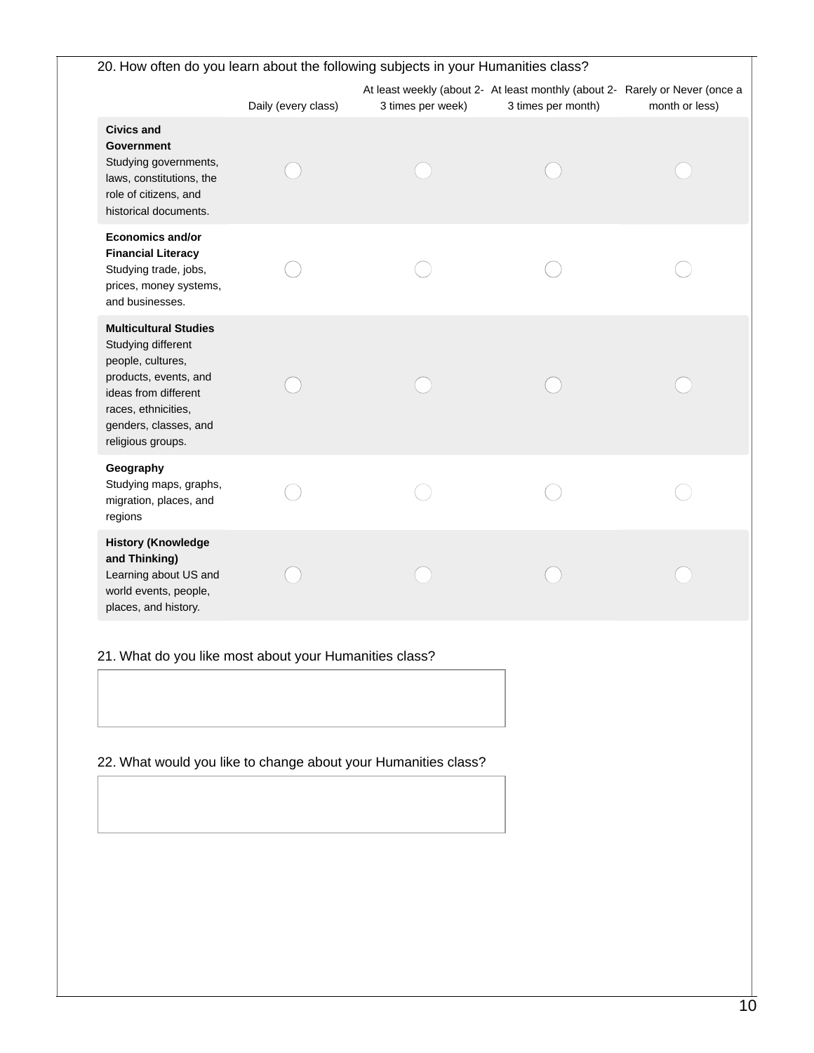20. How often do you learn about the following subjects in your Humanities class?

| | Daily (every class) | At least weekly (about 2-3 times per week) | At least monthly (about 2-3 times per month) | Rarely or Never (once a month or less) |
|---|---|---|---|---|
| **Civics and Government** Studying governments, laws, constitutions, the role of citizens, and historical documents. | ◯ | ◯ | ◯ | ◯ |
| **Economics and/or Financial Literacy** Studying trade, jobs, prices, money systems, and businesses. | ◯ | ◯ | ◯ | ◯ |
| **Multicultural Studies** Studying different people, cultures, products, events, and ideas from different races, ethnicities, genders, classes, and religious groups. | ◯ | ◯ | ◯ | ◯ |
| **Geography** Studying maps, graphs, migration, places, and regions | ◯ | ◯ | ◯ | ◯ |
| **History (Knowledge and Thinking)** Learning about US and world events, people, places, and history. | ◯ | ◯ | ◯ | ◯ |

21. What do you like most about your Humanities class?

22. What would you like to change about your Humanities class?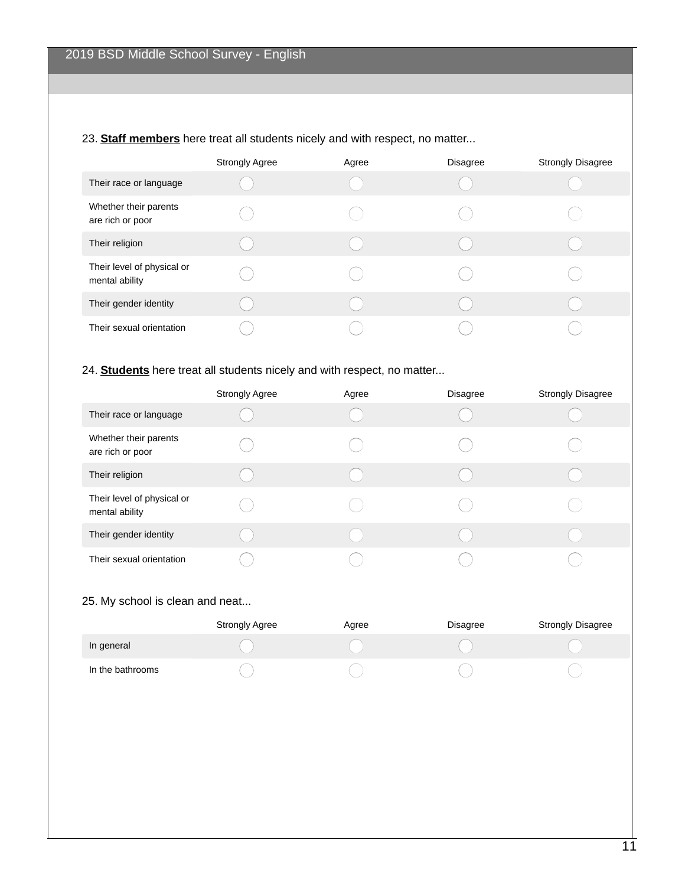23. **Staff members** here treat all students nicely and with respect, no matter...

| | Strongly Agree | Agree | Disagree | Strongly Disagree |
|---|---|---|---|---|
| Their race or language | ◯ | ◯ | ◯ | ◯ |
| Whether their parents are rich or poor | ◯ | ◯ | ◯ | ◯ |
| Their religion | ◯ | ◯ | ◯ | ◯ |
| Their level of physical or mental ability | ◯ | ◯ | ◯ | ◯ |
| Their gender identity | ◯ | ◯ | ◯ | ◯ |
| Their sexual orientation | ◯ | ◯ | ◯ | ◯ |

24. **Students** here treat all students nicely and with respect, no matter...

| | Strongly Agree | Agree | Disagree | Strongly Disagree |
|---|---|---|---|---|
| Their race or language | ◯ | ◯ | ◯ | ◯ |
| Whether their parents are rich or poor | ◯ | ◯ | ◯ | ◯ |
| Their religion | ◯ | ◯ | ◯ | ◯ |
| Their level of physical or mental ability | ◯ | ◯ | ◯ | ◯ |
| Their gender identity | ◯ | ◯ | ◯ | ◯ |
| Their sexual orientation | ◯ | ◯ | ◯ | ◯ |

25. My school is clean and neat...

| | Strongly Agree | Agree | Disagree | Strongly Disagree |
|---|---|---|---|---|
| In general | ◯ | ◯ | ◯ | ◯ |
| In the bathrooms | ◯ | ◯ | ◯ | ◯ |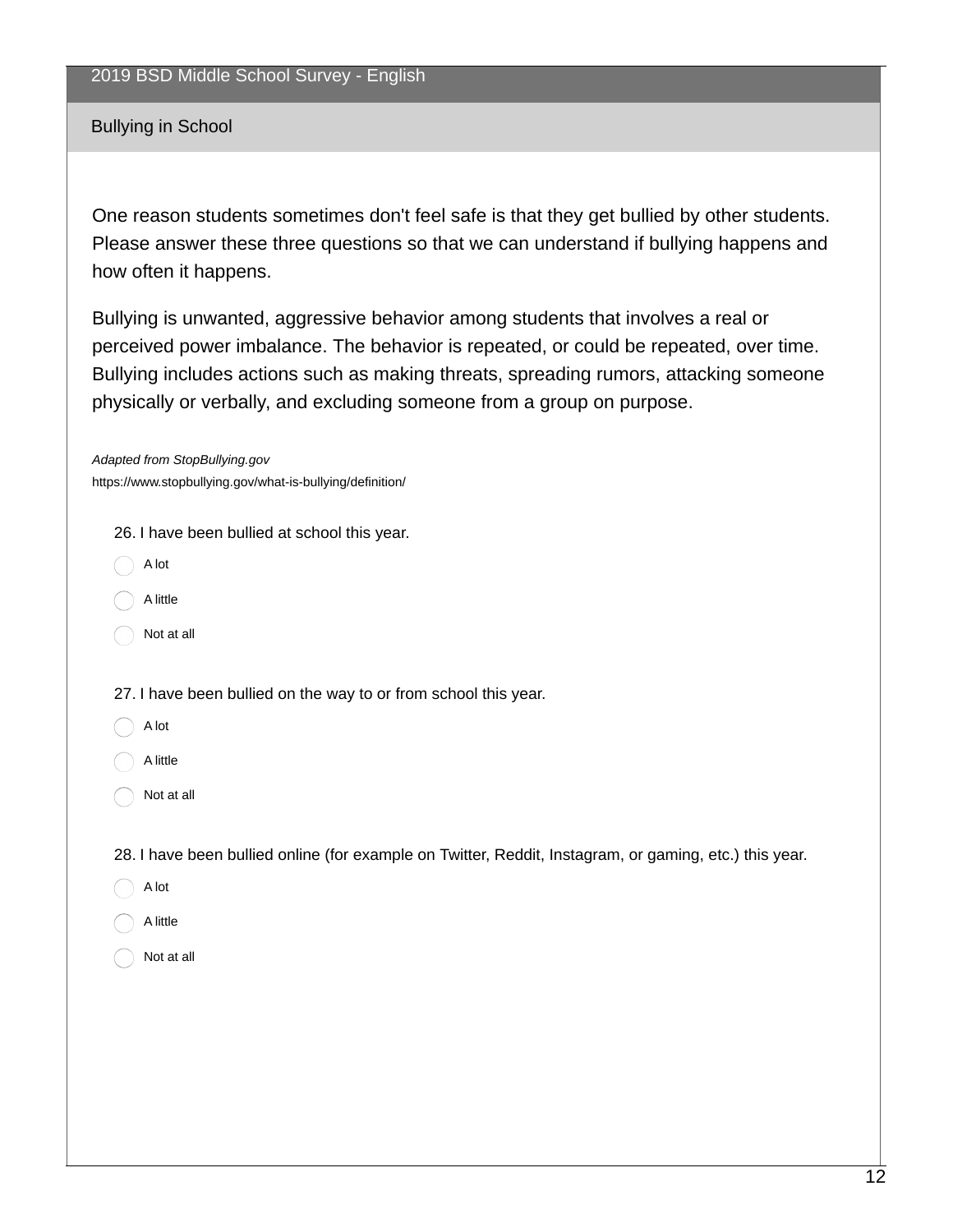## Bullying in School

One reason students sometimes don't feel safe is that they get bullied by other students. Please answer these three questions so that we can understand if bullying happens and how often it happens.

Bullying is unwanted, aggressive behavior among students that involves a real or perceived power imbalance. The behavior is repeated, or could be repeated, over time. Bullying includes actions such as making threats, spreading rumors, attacking someone physically or verbally, and excluding someone from a group on purpose.

*Adapted from StopBullying.gov*
https://www.stopbullying.gov/what-is-bullying/definition/

26. I have been bullied at school this year.

- A lot
- A little
- Not at all

27. I have been bullied on the way to or from school this year.

- A lot
- A little
- Not at all

28. I have been bullied online (for example on Twitter, Reddit, Instagram, or gaming, etc.) this year.

- A lot
- A little
- Not at all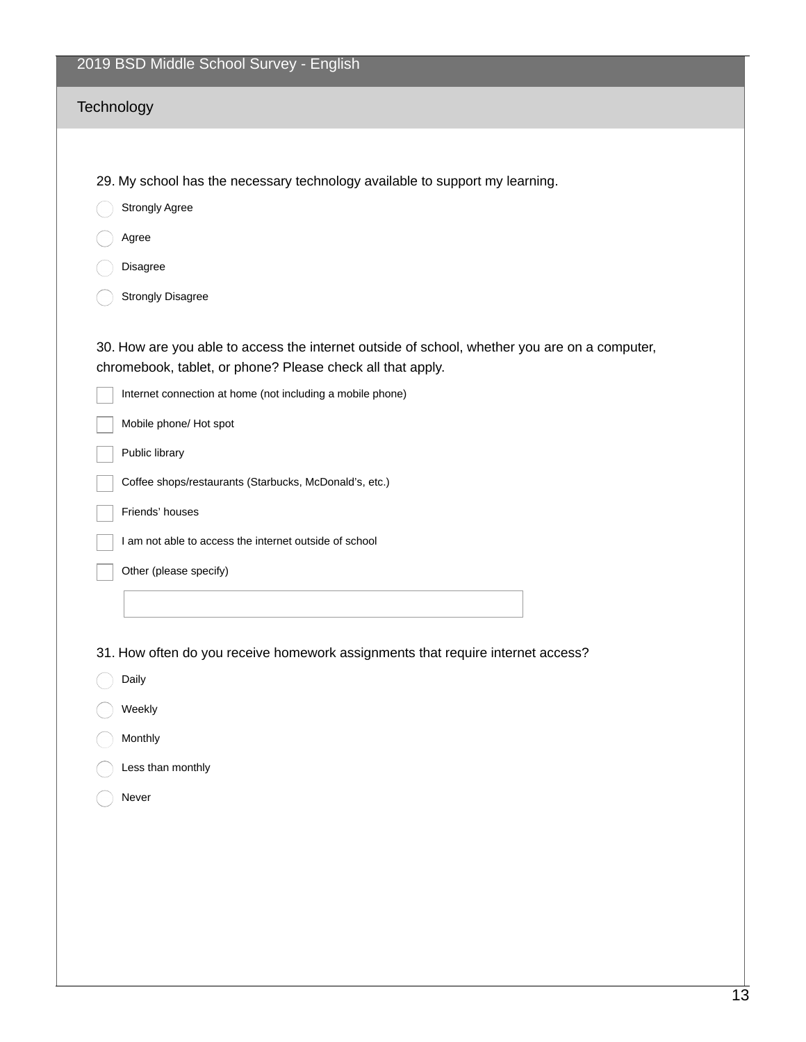## Technology

29. My school has the necessary technology available to support my learning.

- ◯ Strongly Agree
- ◯ Agree
- ◯ Disagree
- ◯ Strongly Disagree

30. How are you able to access the internet outside of school, whether you are on a computer, chromebook, tablet, or phone? Please check all that apply.

- ☐ Internet connection at home (not including a mobile phone)
- ☐ Mobile phone/ Hot spot
- ☐ Public library
- ☐ Coffee shops/restaurants (Starbucks, McDonald’s, etc.)
- ☐ Friends’ houses
- ☐ I am not able to access the internet outside of school
- ☐ Other (please specify)

31. How often do you receive homework assignments that require internet access?

- ◯ Daily
- ◯ Weekly
- ◯ Monthly
- ◯ Less than monthly
- ◯ Never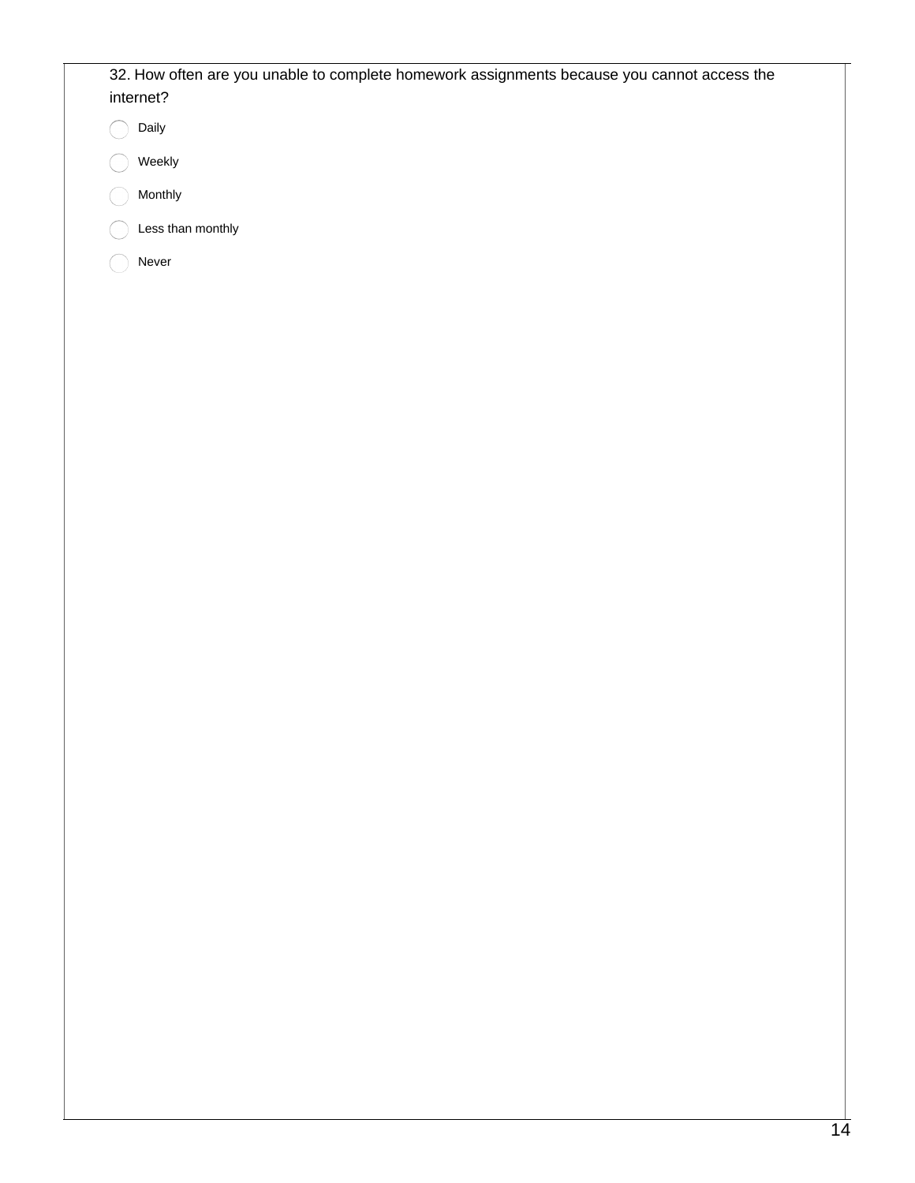32. How often are you unable to complete homework assignments because you cannot access the internet?

- Daily
- Weekly
- Monthly
- Less than monthly
- Never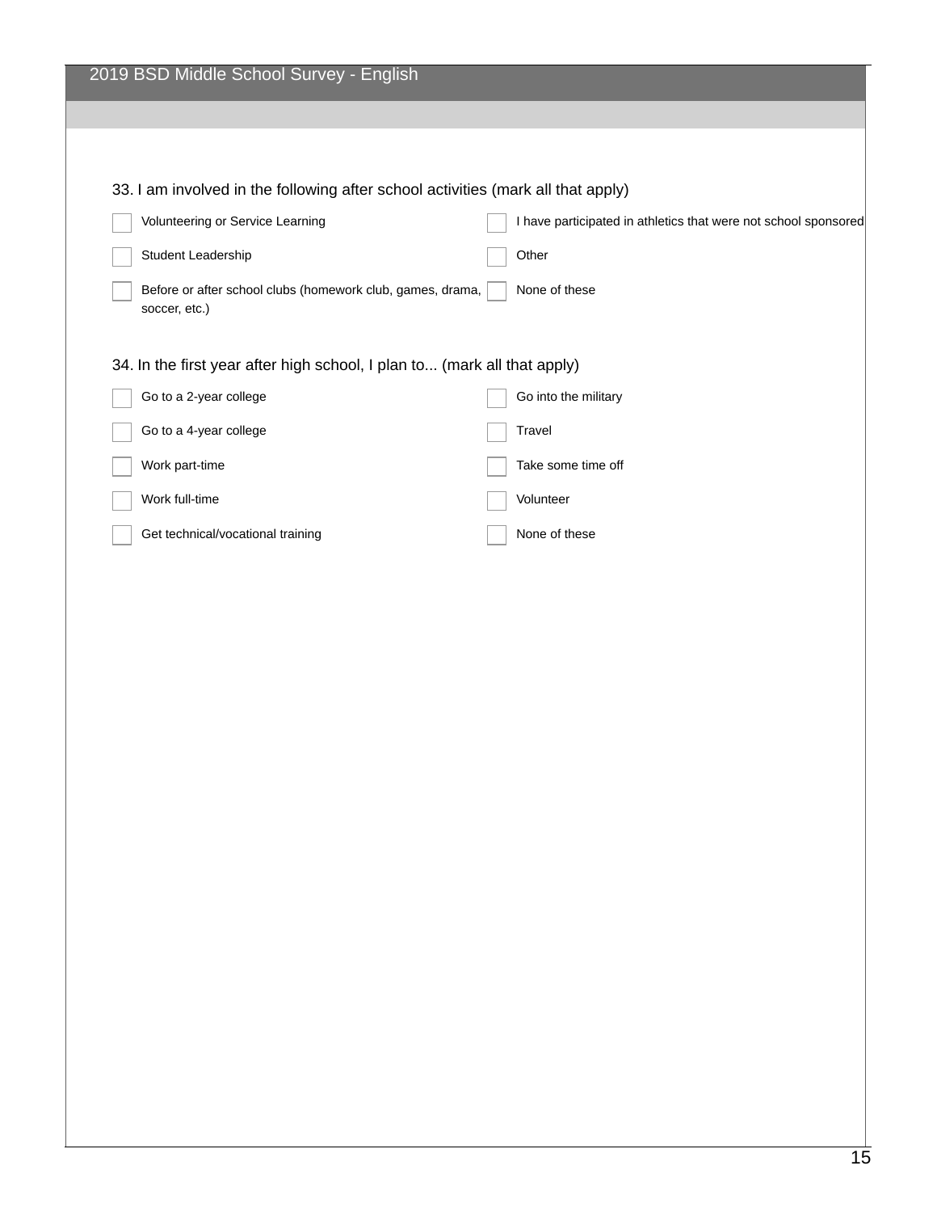33. I am involved in the following after school activities (mark all that apply)

- [ ] Volunteering or Service Learning
- [ ] Student Leadership
- [ ] Before or after school clubs (homework club, games, drama, soccer, etc.)
- [ ] I have participated in athletics that were not school sponsored
- [ ] Other
- [ ] None of these

34. In the first year after high school, I plan to... (mark all that apply)

- [ ] Go to a 2-year college
- [ ] Go to a 4-year college
- [ ] Work part-time
- [ ] Work full-time
- [ ] Get technical/vocational training
- [ ] Go into the military
- [ ] Travel
- [ ] Take some time off
- [ ] Volunteer
- [ ] None of these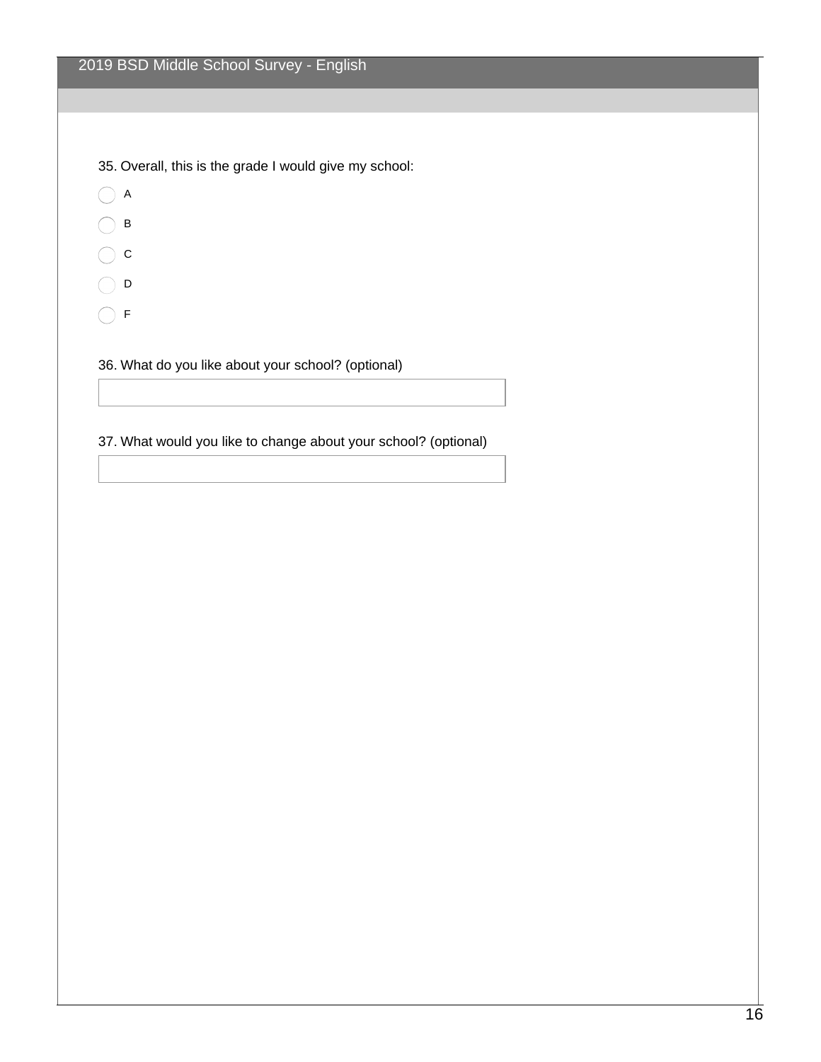35. Overall, this is the grade I would give my school:

- A
- B
- C
- D
- F

36. What do you like about your school? (optional)

37. What would you like to change about your school? (optional)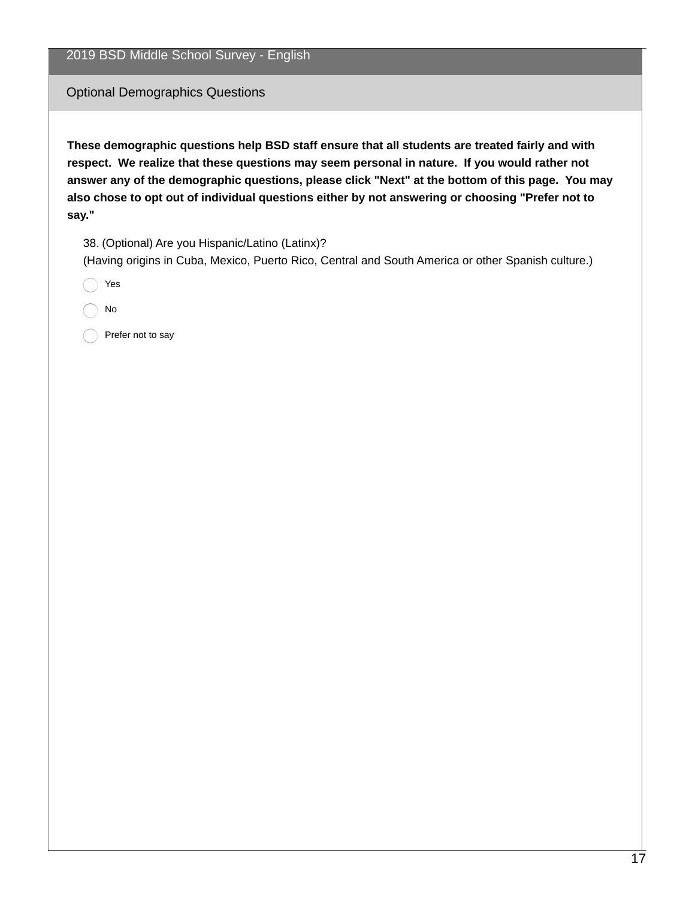## 2019 BSD Middle School Survey - English

### Optional Demographics Questions

**These demographic questions help BSD staff ensure that all students are treated fairly and with respect. We realize that these questions may seem personal in nature. If you would rather not answer any of the demographic questions, please click "Next" at the bottom of this page. You may also chose to opt out of individual questions either by not answering or choosing "Prefer not to say."**

38. (Optional) Are you Hispanic/Latino (Latinx)?
(Having origins in Cuba, Mexico, Puerto Rico, Central and South America or other Spanish culture.)

- Yes
- No
- Prefer not to say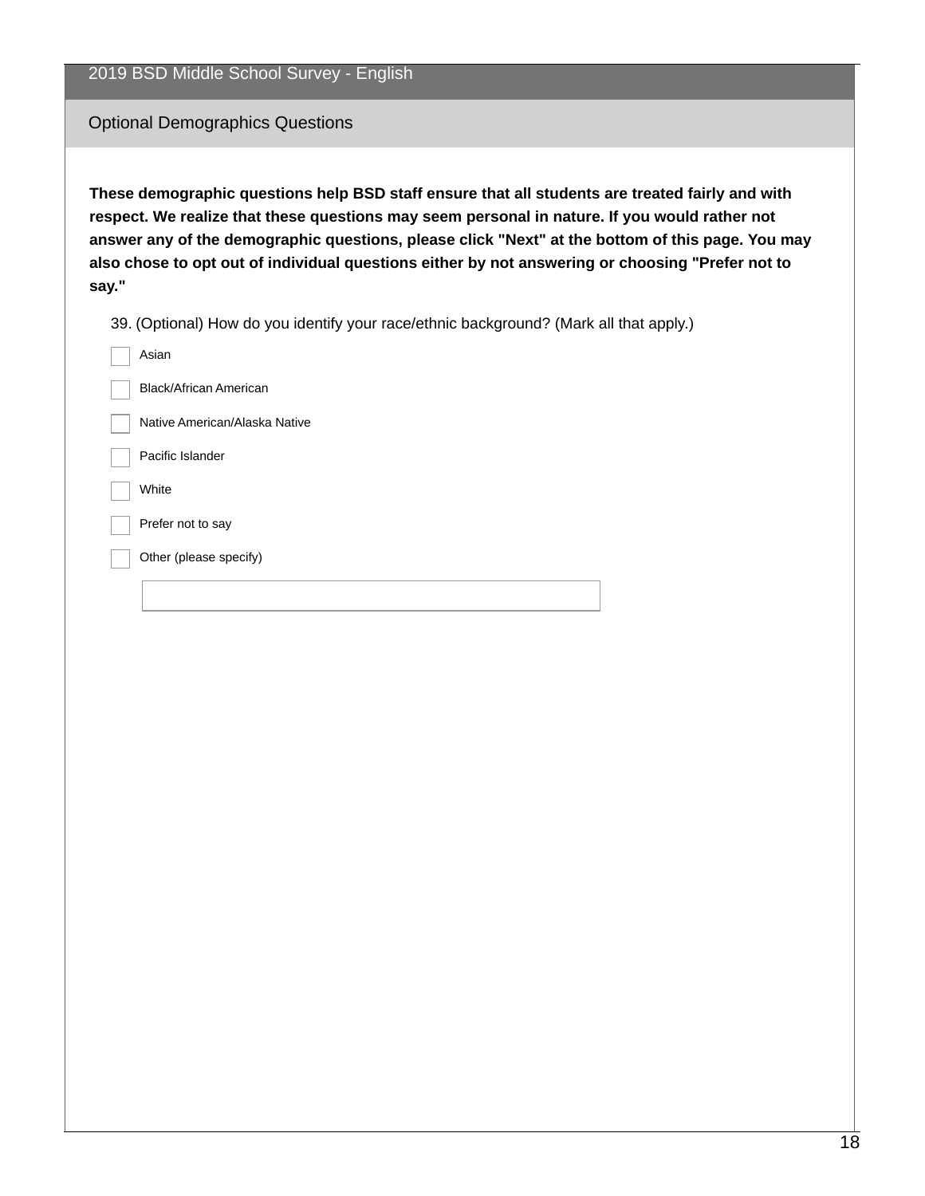## 2019 BSD Middle School Survey - English

### Optional Demographics Questions

**These demographic questions help BSD staff ensure that all students are treated fairly and with respect. We realize that these questions may seem personal in nature. If you would rather not answer any of the demographic questions, please click "Next" at the bottom of this page. You may also chose to opt out of individual questions either by not answering or choosing "Prefer not to say."**

39. (Optional) How do you identify your race/ethnic background? (Mark all that apply.)

- [ ] Asian
- [ ] Black/African American
- [ ] Native American/Alaska Native
- [ ] Pacific Islander
- [ ] White
- [ ] Prefer not to say
- [ ] Other (please specify)

______________________________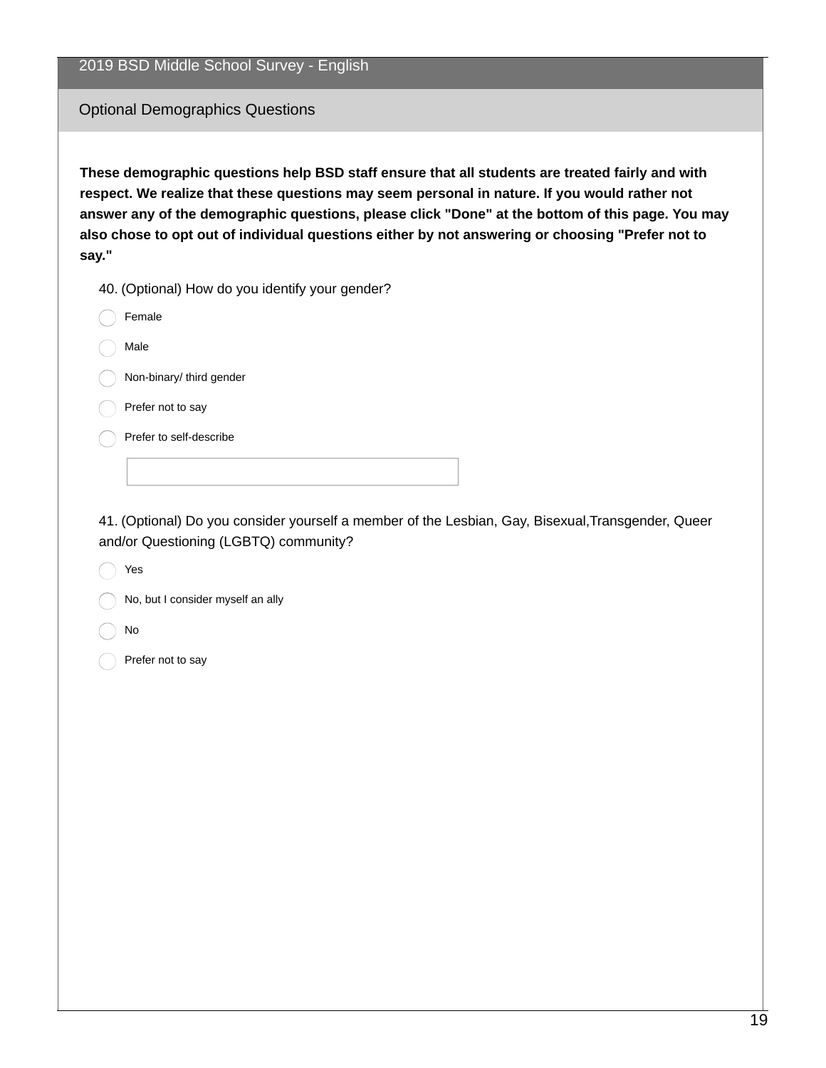2019 BSD Middle School Survey - English

## Optional Demographics Questions

**These demographic questions help BSD staff ensure that all students are treated fairly and with respect. We realize that these questions may seem personal in nature. If you would rather not answer any of the demographic questions, please click "Done" at the bottom of this page. You may also chose to opt out of individual questions either by not answering or choosing "Prefer not to say."**

40. (Optional) How do you identify your gender?

- ◯ Female
- ◯ Male
- ◯ Non-binary/ third gender
- ◯ Prefer not to say
- ◯ Prefer to self-describe

\_\_\_\_\_\_\_\_\_\_\_\_\_\_\_\_\_\_\_\_\_\_\_\_\_\_\_\_\_\_

41. (Optional) Do you consider yourself a member of the Lesbian, Gay, Bisexual,Transgender, Queer and/or Questioning (LGBTQ) community?

- ◯ Yes
- ◯ No, but I consider myself an ally
- ◯ No
- ◯ Prefer not to say